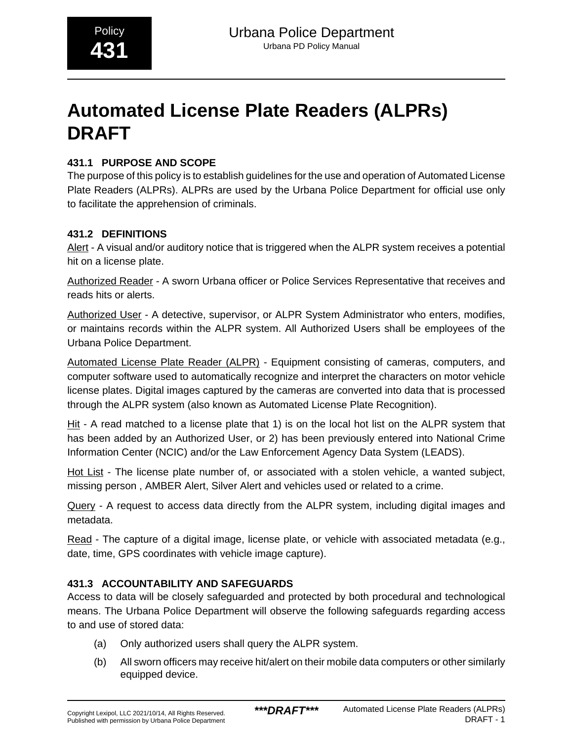# Automated License Plate Readers (ALPRs) DRAFT

## 431.1 PURPOSE AND SCOPE

The purpose of this policy is to establish guidelines for the use and operation of Automated License Plate Readers (ALPRs). ALPRs are used by the Urbana Police Department for official use only to facilitate the apprehension of criminals.

## 431.2 DEFINITIONS

Alert - A visual and/or auditory notice that is triggered when the ALPR system receives a potential hit on a license plate.

Authorized Reader - A sworn Urbana officer or Police Services Representative that receives and reads hits or alerts.

Authorized User - A detective, supervisor, or ALPR System Administrator who enters, modifies, or maintains records within the ALPR system. All Authorized Users shall be employees of the Urbana Police Department.

Automated License Plate Reader (ALPR) - Equipment consisting of cameras, computers, and computer software used to automatically recognize and interpret the characters on motor vehicle license plates. Digital images captured by the cameras are converted into data that is processed through the ALPR system (also known as Automated License Plate Recognition).

Hit - A read matched to a license plate that 1) is on the local hot list on the ALPR system that has been added by an Authorized User, or 2) has been previously entered into National Crime Information Center (NCIC) and/or the Law Enforcement Agency Data System (LEADS).

Hot List - The license plate number of, or associated with a stolen vehicle, a wanted subject, missing person , AMBER Alert, Silver Alert and vehicles used or related to a crime.

Query - A request to access data directly from the ALPR system, including digital images and metadata.

Read - The capture of a digital image, license plate, or vehicle with associated metadata (e.g., date, time, GPS coordinates with vehicle image capture).

## 431.3 ACCOUNTABILITY AND SAFEGUARDS

Access to data will be closely safeguarded and protected by both procedural and technological means. The Urbana Police Department will observe the following safeguards regarding access to and use of stored data:

(a) Only authorized users shall query the ALPR system.

(b) All sworn officers may receive hit/alert on their mobile data computers or other similarly equipped device.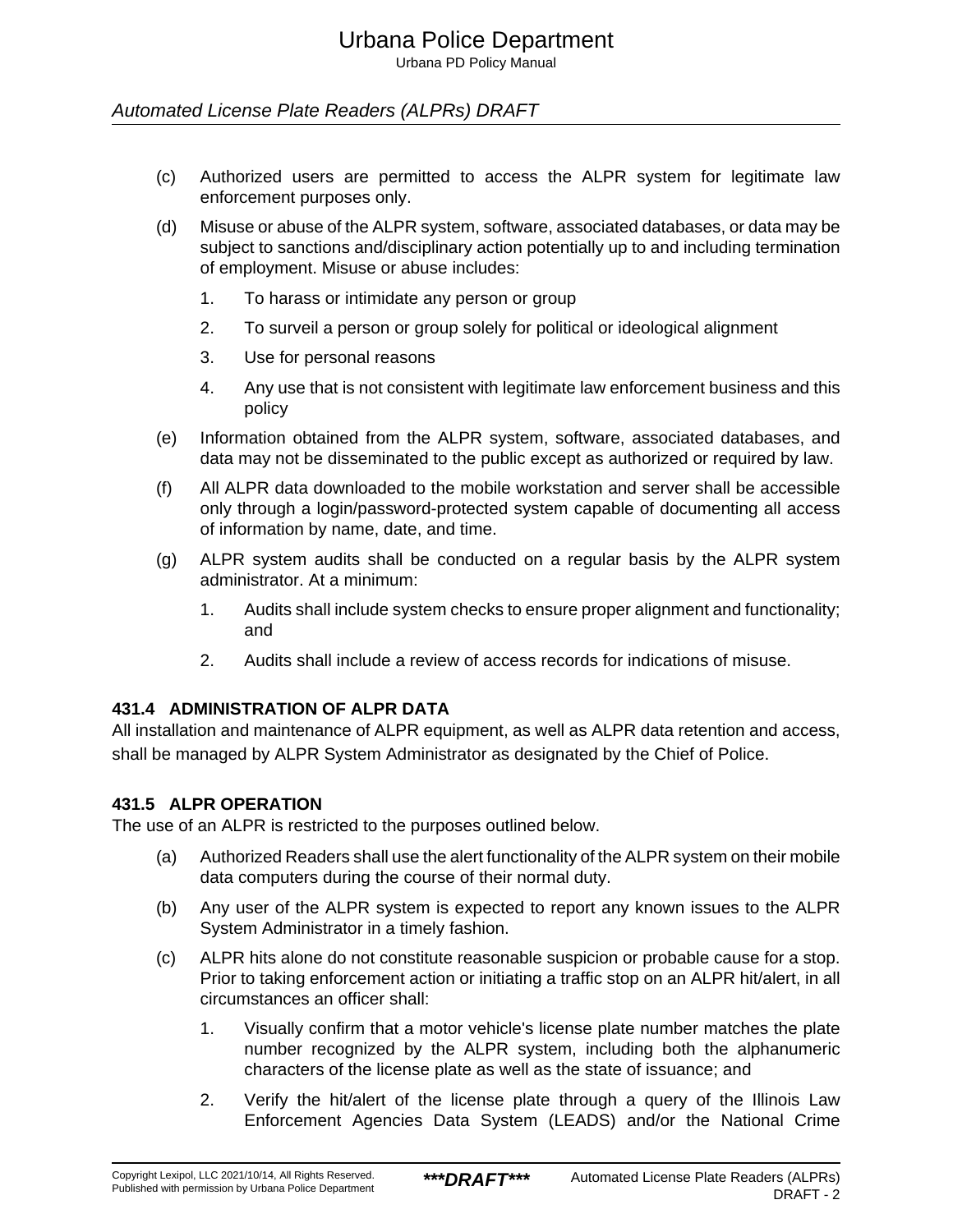(c) Authorized users are permitted to access the ALPR system for legitimate law enforcement purposes only.

(d) Misuse or abuse of the ALPR system, software, associated databases, or data may be subject to sanctions and/disciplinary action potentially up to and including termination of employment. Misuse or abuse includes:

1. To harass or intimidate any person or group
2. To surveil a person or group solely for political or ideological alignment
3. Use for personal reasons
4. Any use that is not consistent with legitimate law enforcement business and this policy

(e) Information obtained from the ALPR system, software, associated databases, and data may not be disseminated to the public except as authorized or required by law.

(f) All ALPR data downloaded to the mobile workstation and server shall be accessible only through a login/password-protected system capable of documenting all access of information by name, date, and time.

(g) ALPR system audits shall be conducted on a regular basis by the ALPR system administrator. At a minimum:

1. Audits shall include system checks to ensure proper alignment and functionality; and
2. Audits shall include a review of access records for indications of misuse.

### 431.4 ADMINISTRATION OF ALPR DATA

All installation and maintenance of ALPR equipment, as well as ALPR data retention and access, shall be managed by ALPR System Administrator as designated by the Chief of Police.

### 431.5 ALPR OPERATION

The use of an ALPR is restricted to the purposes outlined below.

(a) Authorized Readers shall use the alert functionality of the ALPR system on their mobile data computers during the course of their normal duty.

(b) Any user of the ALPR system is expected to report any known issues to the ALPR System Administrator in a timely fashion.

(c) ALPR hits alone do not constitute reasonable suspicion or probable cause for a stop. Prior to taking enforcement action or initiating a traffic stop on an ALPR hit/alert, in all circumstances an officer shall:

1. Visually confirm that a motor vehicle's license plate number matches the plate number recognized by the ALPR system, including both the alphanumeric characters of the license plate as well as the state of issuance; and
2. Verify the hit/alert of the license plate through a query of the Illinois Law Enforcement Agencies Data System (LEADS) and/or the National Crime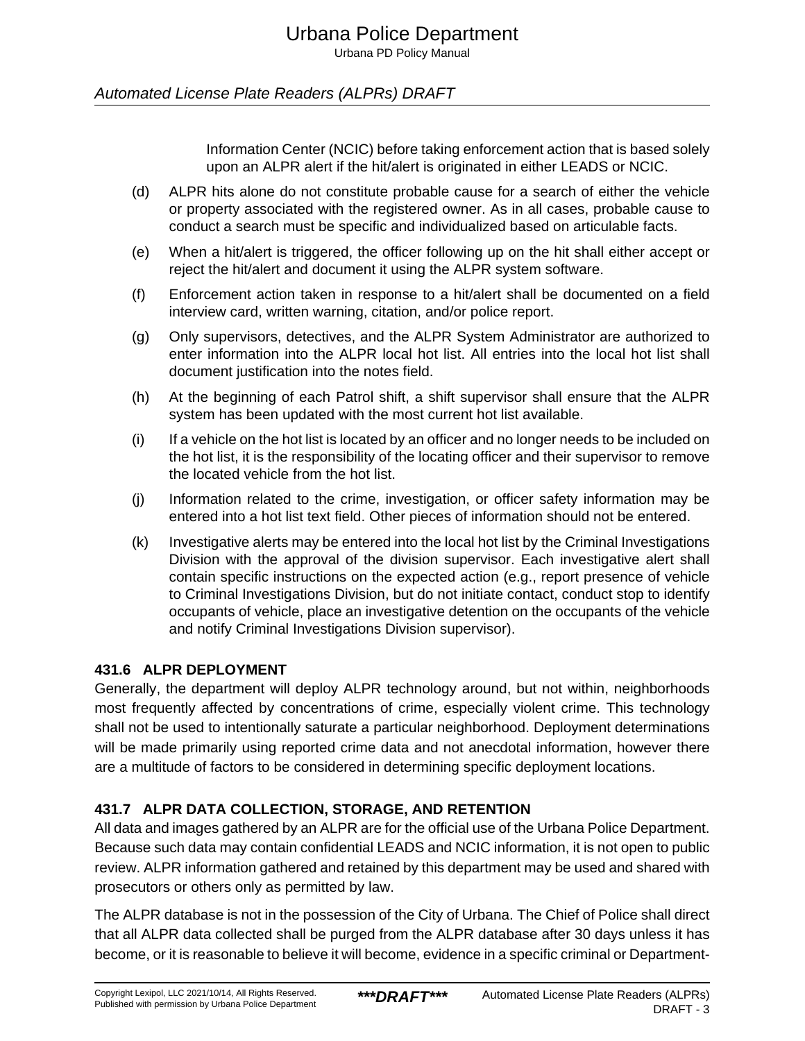Information Center (NCIC) before taking enforcement action that is based solely upon an ALPR alert if the hit/alert is originated in either LEADS or NCIC.

(d) ALPR hits alone do not constitute probable cause for a search of either the vehicle or property associated with the registered owner. As in all cases, probable cause to conduct a search must be specific and individualized based on articulable facts.

(e) When a hit/alert is triggered, the officer following up on the hit shall either accept or reject the hit/alert and document it using the ALPR system software.

(f) Enforcement action taken in response to a hit/alert shall be documented on a field interview card, written warning, citation, and/or police report.

(g) Only supervisors, detectives, and the ALPR System Administrator are authorized to enter information into the ALPR local hot list. All entries into the local hot list shall document justification into the notes field.

(h) At the beginning of each Patrol shift, a shift supervisor shall ensure that the ALPR system has been updated with the most current hot list available.

(i) If a vehicle on the hot list is located by an officer and no longer needs to be included on the hot list, it is the responsibility of the locating officer and their supervisor to remove the located vehicle from the hot list.

(j) Information related to the crime, investigation, or officer safety information may be entered into a hot list text field. Other pieces of information should not be entered.

(k) Investigative alerts may be entered into the local hot list by the Criminal Investigations Division with the approval of the division supervisor. Each investigative alert shall contain specific instructions on the expected action (e.g., report presence of vehicle to Criminal Investigations Division, but do not initiate contact, conduct stop to identify occupants of vehicle, place an investigative detention on the occupants of the vehicle and notify Criminal Investigations Division supervisor).

### 431.6 ALPR DEPLOYMENT

Generally, the department will deploy ALPR technology around, but not within, neighborhoods most frequently affected by concentrations of crime, especially violent crime. This technology shall not be used to intentionally saturate a particular neighborhood. Deployment determinations will be made primarily using reported crime data and not anecdotal information, however there are a multitude of factors to be considered in determining specific deployment locations.

### 431.7 ALPR DATA COLLECTION, STORAGE, AND RETENTION

All data and images gathered by an ALPR are for the official use of the Urbana Police Department. Because such data may contain confidential LEADS and NCIC information, it is not open to public review. ALPR information gathered and retained by this department may be used and shared with prosecutors or others only as permitted by law.

The ALPR database is not in the possession of the City of Urbana. The Chief of Police shall direct that all ALPR data collected shall be purged from the ALPR database after 30 days unless it has become, or it is reasonable to believe it will become, evidence in a specific criminal or Department-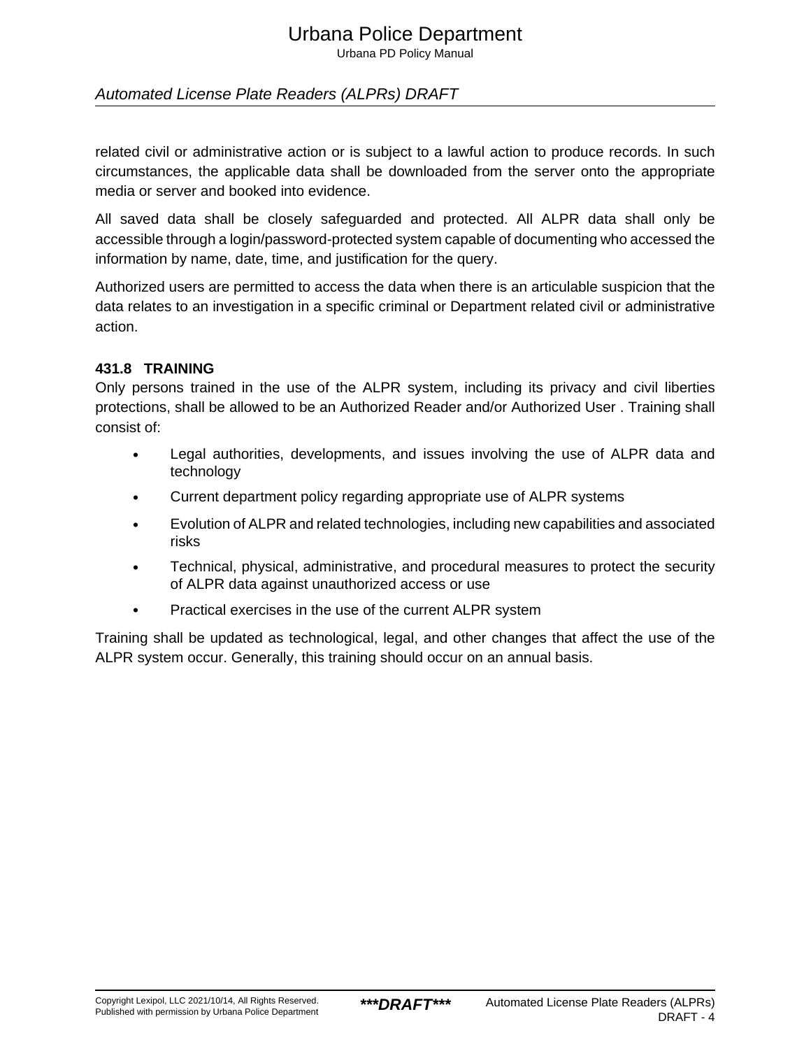related civil or administrative action or is subject to a lawful action to produce records. In such circumstances, the applicable data shall be downloaded from the server onto the appropriate media or server and booked into evidence.

All saved data shall be closely safeguarded and protected. All ALPR data shall only be accessible through a login/password-protected system capable of documenting who accessed the information by name, date, time, and justification for the query.

Authorized users are permitted to access the data when there is an articulable suspicion that the data relates to an investigation in a specific criminal or Department related civil or administrative action.

### 431.8 TRAINING

Only persons trained in the use of the ALPR system, including its privacy and civil liberties protections, shall be allowed to be an Authorized Reader and/or Authorized User . Training shall consist of:

- Legal authorities, developments, and issues involving the use of ALPR data and technology
- Current department policy regarding appropriate use of ALPR systems
- Evolution of ALPR and related technologies, including new capabilities and associated risks
- Technical, physical, administrative, and procedural measures to protect the security of ALPR data against unauthorized access or use
- Practical exercises in the use of the current ALPR system

Training shall be updated as technological, legal, and other changes that affect the use of the ALPR system occur. Generally, this training should occur on an annual basis.